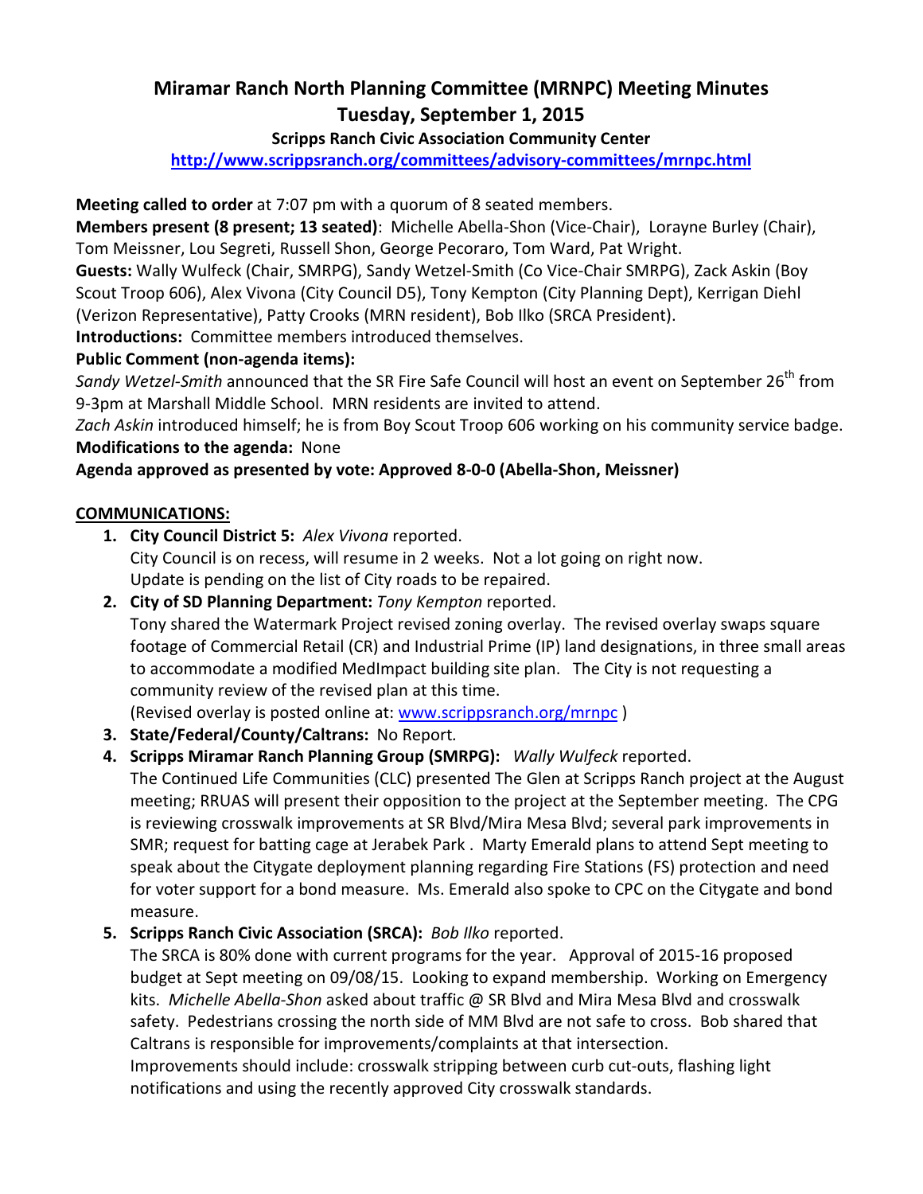# Miramar Ranch North Planning Committee (MRNPC) Meeting Minutes
# Tuesday, September 1, 2015

### Scripps Ranch Civic Association Community Center

**http://www.scrippsranch.org/committees/advisory-committees/mrnpc.html**

**Meeting called to order** at 7:07 pm with a quorum of 8 seated members.

**Members present (8 present; 13 seated)**: Michelle Abella-Shon (Vice-Chair), Lorayne Burley (Chair), Tom Meissner, Lou Segreti, Russell Shon, George Pecoraro, Tom Ward, Pat Wright.

**Guests:** Wally Wulfeck (Chair, SMRPG), Sandy Wetzel-Smith (Co Vice-Chair SMRPG), Zack Askin (Boy Scout Troop 606), Alex Vivona (City Council D5), Tony Kempton (City Planning Dept), Kerrigan Diehl (Verizon Representative), Patty Crooks (MRN resident), Bob Ilko (SRCA President).

**Introductions:** Committee members introduced themselves.

**Public Comment (non-agenda items):**

*Sandy Wetzel-Smith* announced that the SR Fire Safe Council will host an event on September 26th from 9-3pm at Marshall Middle School. MRN residents are invited to attend.

*Zach Askin* introduced himself; he is from Boy Scout Troop 606 working on his community service badge.

**Modifications to the agenda:** None

**Agenda approved as presented by vote: Approved 8-0-0 (Abella-Shon, Meissner)**

**COMMUNICATIONS:**

1. **City Council District 5:** *Alex Vivona* reported.
   City Council is on recess, will resume in 2 weeks. Not a lot going on right now.
   Update is pending on the list of City roads to be repaired.
2. **City of SD Planning Department:** *Tony Kempton* reported.
   Tony shared the Watermark Project revised zoning overlay. The revised overlay swaps square footage of Commercial Retail (CR) and Industrial Prime (IP) land designations, in three small areas to accommodate a modified MedImpact building site plan. The City is not requesting a community review of the revised plan at this time.
   (Revised overlay is posted online at: www.scrippsranch.org/mrnpc )
3. **State/Federal/County/Caltrans:** No Report.
4. **Scripps Miramar Ranch Planning Group (SMRPG):** *Wally Wulfeck* reported.
   The Continued Life Communities (CLC) presented The Glen at Scripps Ranch project at the August meeting; RRUAS will present their opposition to the project at the September meeting. The CPG is reviewing crosswalk improvements at SR Blvd/Mira Mesa Blvd; several park improvements in SMR; request for batting cage at Jerabek Park . Marty Emerald plans to attend Sept meeting to speak about the Citygate deployment planning regarding Fire Stations (FS) protection and need for voter support for a bond measure. Ms. Emerald also spoke to CPC on the Citygate and bond measure.
5. **Scripps Ranch Civic Association (SRCA):** *Bob Ilko* reported.
   The SRCA is 80% done with current programs for the year. Approval of 2015-16 proposed budget at Sept meeting on 09/08/15. Looking to expand membership. Working on Emergency kits. *Michelle Abella-Shon* asked about traffic @ SR Blvd and Mira Mesa Blvd and crosswalk safety. Pedestrians crossing the north side of MM Blvd are not safe to cross. Bob shared that Caltrans is responsible for improvements/complaints at that intersection.
   Improvements should include: crosswalk stripping between curb cut-outs, flashing light notifications and using the recently approved City crosswalk standards.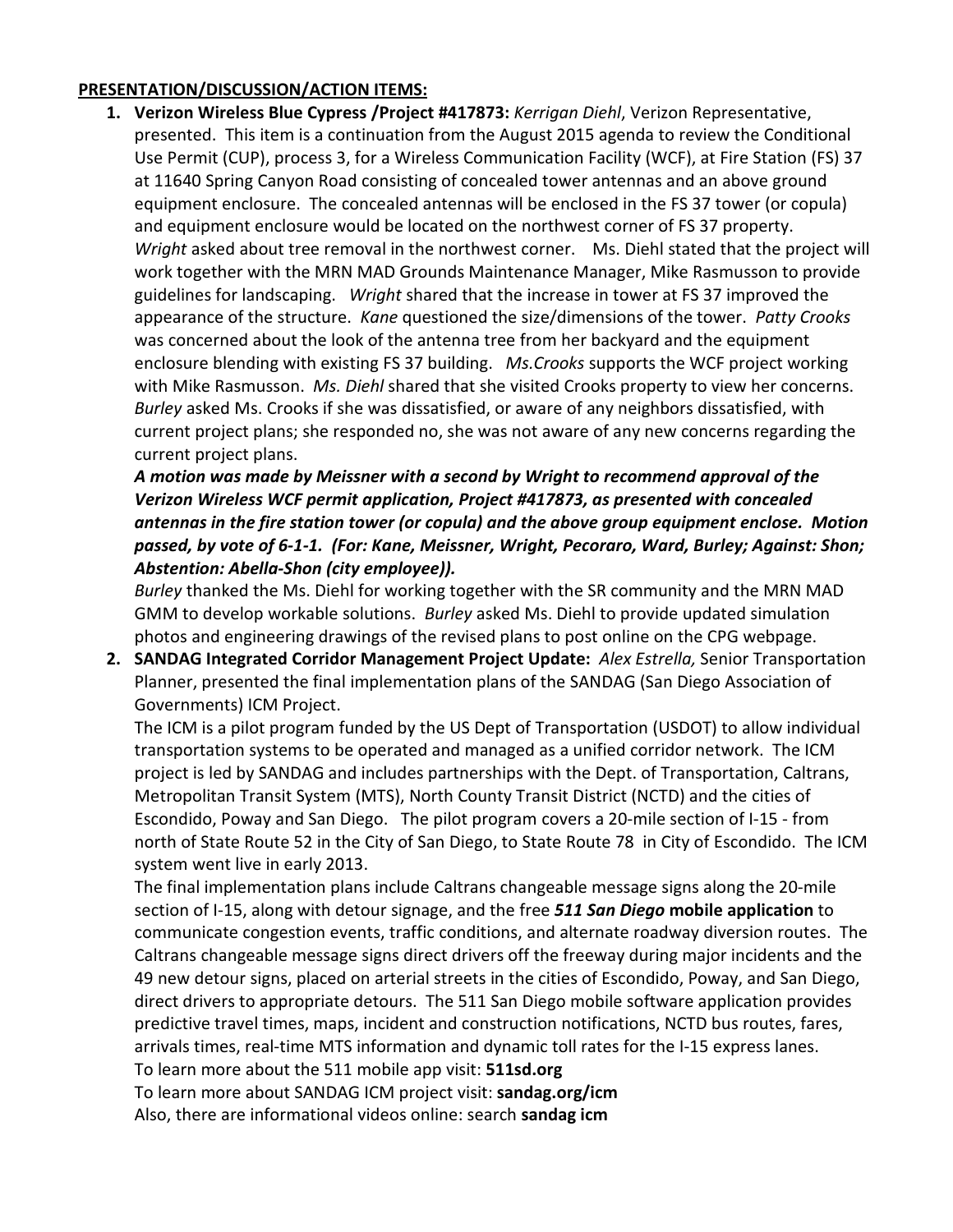**PRESENTATION/DISCUSSION/ACTION ITEMS:**

1. **Verizon Wireless Blue Cypress /Project #417873:** *Kerrigan Diehl*, Verizon Representative, presented. This item is a continuation from the August 2015 agenda to review the Conditional Use Permit (CUP), process 3, for a Wireless Communication Facility (WCF), at Fire Station (FS) 37 at 11640 Spring Canyon Road consisting of concealed tower antennas and an above ground equipment enclosure. The concealed antennas will be enclosed in the FS 37 tower (or copula) and equipment enclosure would be located on the northwest corner of FS 37 property. *Wright* asked about tree removal in the northwest corner. Ms. Diehl stated that the project will work together with the MRN MAD Grounds Maintenance Manager, Mike Rasmusson to provide guidelines for landscaping. *Wright* shared that the increase in tower at FS 37 improved the appearance of the structure. *Kane* questioned the size/dimensions of the tower. *Patty Crooks* was concerned about the look of the antenna tree from her backyard and the equipment enclosure blending with existing FS 37 building. *Ms.Crooks* supports the WCF project working with Mike Rasmusson. *Ms. Diehl* shared that she visited Crooks property to view her concerns. *Burley* asked Ms. Crooks if she was dissatisfied, or aware of any neighbors dissatisfied, with current project plans; she responded no, she was not aware of any new concerns regarding the current project plans.

   ***A motion was made by Meissner with a second by Wright to recommend approval of the Verizon Wireless WCF permit application, Project #417873, as presented with concealed antennas in the fire station tower (or copula) and the above group equipment enclose. Motion passed, by vote of 6-1-1. (For: Kane, Meissner, Wright, Pecoraro, Ward, Burley; Against: Shon; Abstention: Abella-Shon (city employee)).***

   *Burley* thanked the Ms. Diehl for working together with the SR community and the MRN MAD GMM to develop workable solutions. *Burley* asked Ms. Diehl to provide updated simulation photos and engineering drawings of the revised plans to post online on the CPG webpage.

2. **SANDAG Integrated Corridor Management Project Update:** *Alex Estrella,* Senior Transportation Planner, presented the final implementation plans of the SANDAG (San Diego Association of Governments) ICM Project.

   The ICM is a pilot program funded by the US Dept of Transportation (USDOT) to allow individual transportation systems to be operated and managed as a unified corridor network. The ICM project is led by SANDAG and includes partnerships with the Dept. of Transportation, Caltrans, Metropolitan Transit System (MTS), North County Transit District (NCTD) and the cities of Escondido, Poway and San Diego. The pilot program covers a 20-mile section of I-15 - from north of State Route 52 in the City of San Diego, to State Route 78 in City of Escondido. The ICM system went live in early 2013.

   The final implementation plans include Caltrans changeable message signs along the 20-mile section of I-15, along with detour signage, and the free ***511 San Diego*** **mobile application** to communicate congestion events, traffic conditions, and alternate roadway diversion routes. The Caltrans changeable message signs direct drivers off the freeway during major incidents and the 49 new detour signs, placed on arterial streets in the cities of Escondido, Poway, and San Diego, direct drivers to appropriate detours. The 511 San Diego mobile software application provides predictive travel times, maps, incident and construction notifications, NCTD bus routes, fares, arrivals times, real-time MTS information and dynamic toll rates for the I-15 express lanes.

   To learn more about the 511 mobile app visit: **511sd.org**

   To learn more about SANDAG ICM project visit: **sandag.org/icm**

   Also, there are informational videos online: search **sandag icm**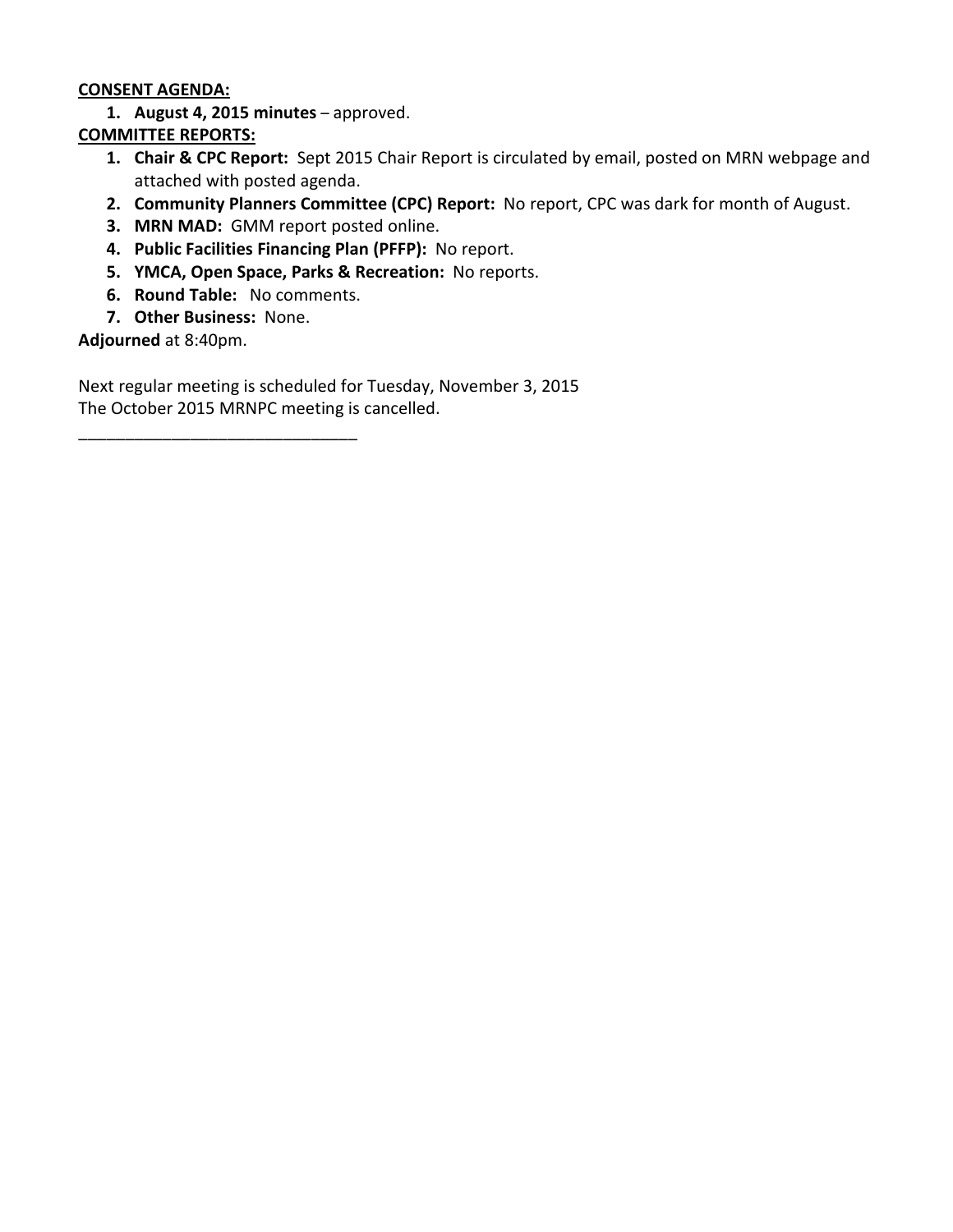**CONSENT AGENDA:**

1. **August 4, 2015 minutes** – approved.

**COMMITTEE REPORTS:**

1. **Chair & CPC Report:** Sept 2015 Chair Report is circulated by email, posted on MRN webpage and attached with posted agenda.
2. **Community Planners Committee (CPC) Report:** No report, CPC was dark for month of August.
3. **MRN MAD:** GMM report posted online.
4. **Public Facilities Financing Plan (PFFP):** No report.
5. **YMCA, Open Space, Parks & Recreation:** No reports.
6. **Round Table:** No comments.
7. **Other Business:** None.

**Adjourned** at 8:40pm.

Next regular meeting is scheduled for Tuesday, November 3, 2015
The October 2015 MRNPC meeting is cancelled.

______________________________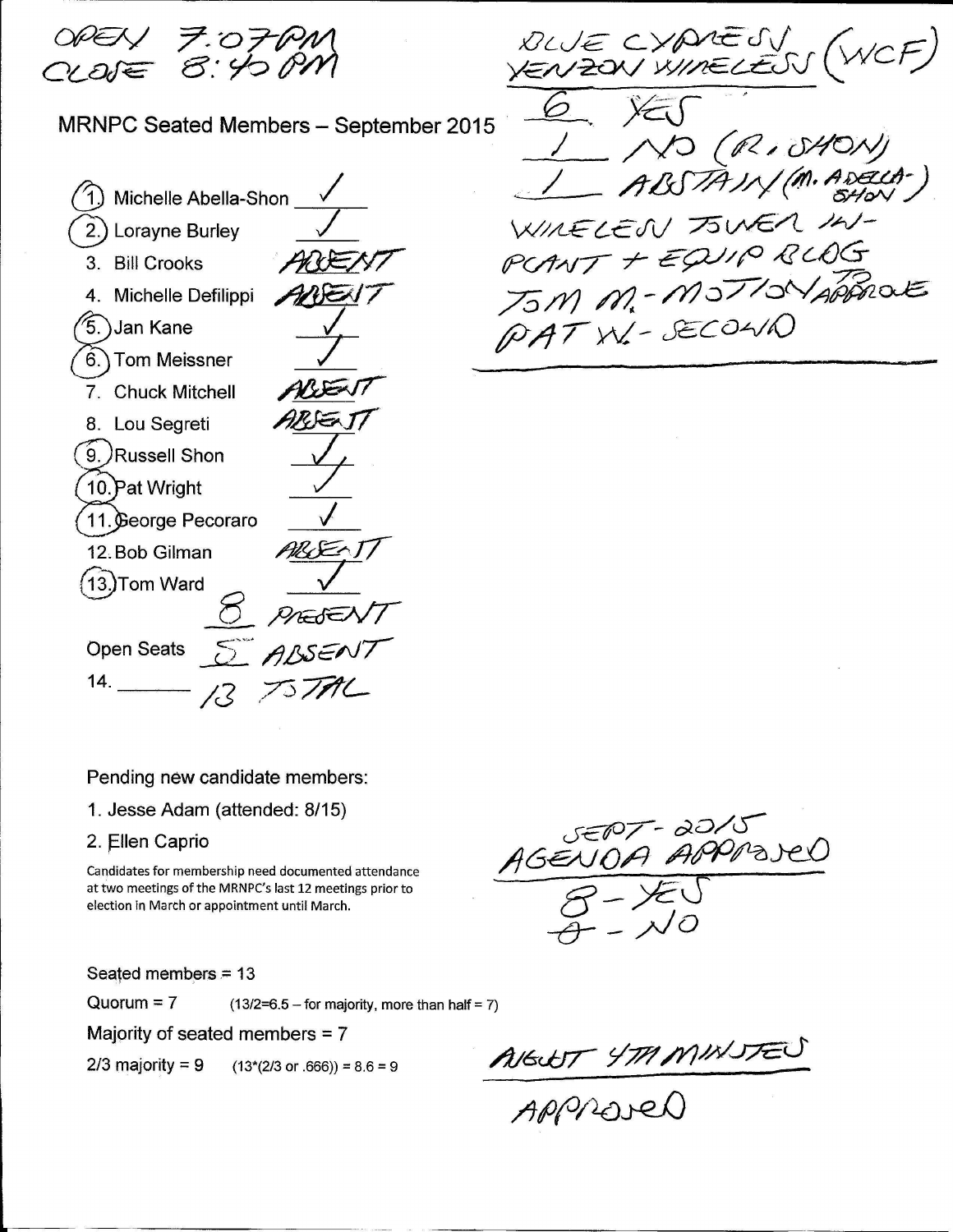OPEN 7:07PM
CLOSE 8:40PM

BLUE CYPRESS
VERIZON WIRELESS (WCF)

6 YES
1 NO (R. SHON)
1 ABSTAIN (M. ABELLA-SHON)

WIRELESS TOWER IN-PLANT + EQUIP BLDG
TOM M. - MOTION TO APPROVE
PAT W. - SECOND

## MRNPC Seated Members – September 2015

1. Michelle Abella-Shon ✓
2. Lorayne Burley ✓
3. Bill Crooks ABSENT
4. Michelle Defilippi ABSENT
5. Jan Kane ✓
6. Tom Meissner ✓
7. Chuck Mitchell ABSENT
8. Lou Segreti ABSENT
9. Russell Shon ✓
10. Pat Wright ✓
11. George Pecoraro ✓
12. Bob Gilman ABSENT
13. Tom Ward ✓

8 PRESENT
5 ABSENT
13 TOTAL

Open Seats

14. ______

Pending new candidate members:

1. Jesse Adam (attended: 8/15)
2. Ellen Caprio

Candidates for membership need documented attendance at two meetings of the MRNPC's last 12 meetings prior to election in March or appointment until March.

SEPT - 2015
AGENDA APPROVED
8 - YES
0 - NO

Seated members = 13

Quorum = 7 (13/2=6.5 – for majority, more than half = 7)

Majority of seated members = 7

2/3 majority = 9 (13*(2/3 or .666)) = 8.6 = 9

AUGUST 4TH MINUTES
APPROVED